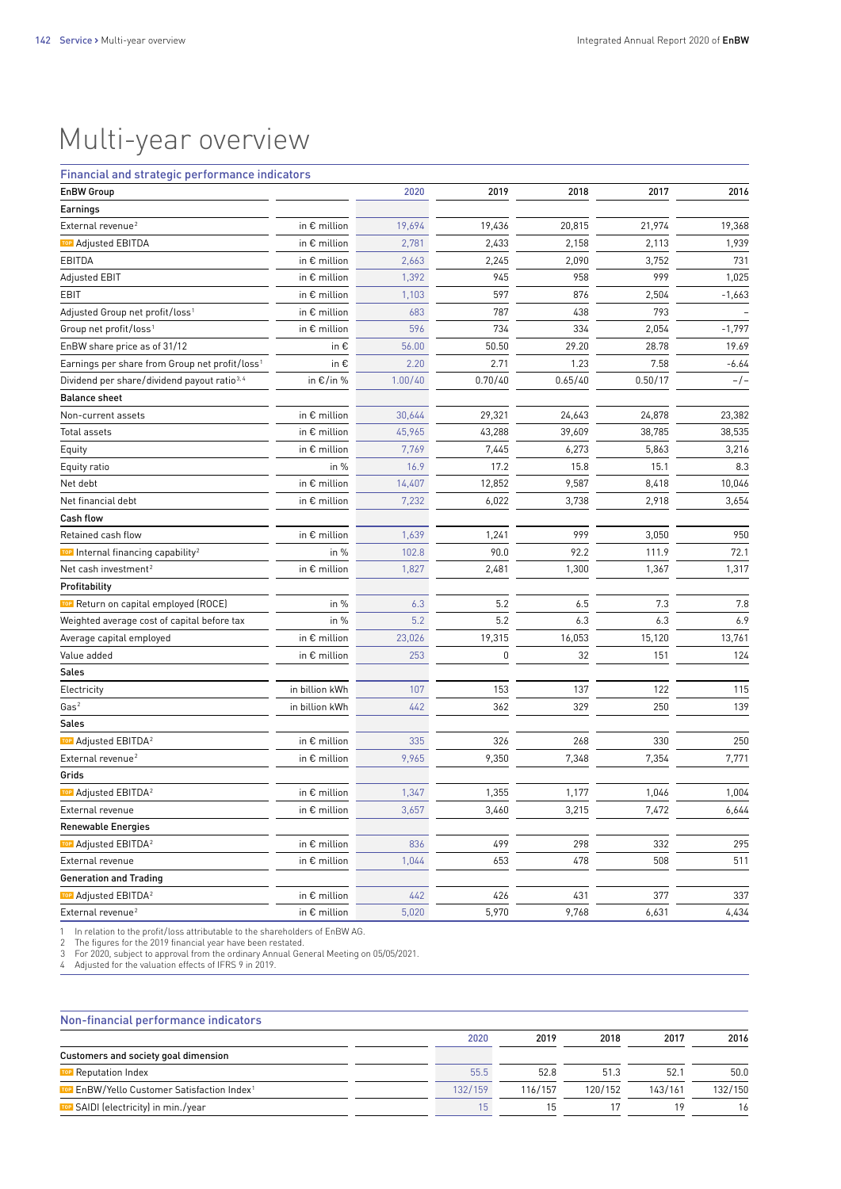# Multi-year overview

## Financial and strategic performance indicators

| EnBW Group | | 2020 | 2019 | 2018 | 2017 | 2016 |
|---|---|---|---|---|---|---|
| **Earnings** | | | | | | |
| External revenue[2] | in € million | 19,694 | 19,436 | 20,815 | 21,974 | 19,368 |
| TOP Adjusted EBITDA | in € million | 2,781 | 2,433 | 2,158 | 2,113 | 1,939 |
| EBITDA | in € million | 2,663 | 2,245 | 2,090 | 3,752 | 731 |
| Adjusted EBIT | in € million | 1,392 | 945 | 958 | 999 | 1,025 |
| EBIT | in € million | 1,103 | 597 | 876 | 2,504 | -1,663 |
| Adjusted Group net profit/loss[1] | in € million | 683 | 787 | 438 | 793 | – |
| Group net profit/loss[1] | in € million | 596 | 734 | 334 | 2,054 | -1,797 |
| EnBW share price as of 31/12 | in € | 56.00 | 50.50 | 29.20 | 28.78 | 19.69 |
| Earnings per share from Group net profit/loss[1] | in € | 2.20 | 2.71 | 1.23 | 7.58 | -6.64 |
| Dividend per share/dividend payout ratio[3,4] | in €/in % | 1.00/40 | 0.70/40 | 0.65/40 | 0.50/17 | –/– |
| **Balance sheet** | | | | | | |
| Non-current assets | in € million | 30,644 | 29,321 | 24,643 | 24,878 | 23,382 |
| Total assets | in € million | 45,965 | 43,288 | 39,609 | 38,785 | 38,535 |
| Equity | in € million | 7,769 | 7,445 | 6,273 | 5,863 | 3,216 |
| Equity ratio | in % | 16.9 | 17.2 | 15.8 | 15.1 | 8.3 |
| Net debt | in € million | 14,407 | 12,852 | 9,587 | 8,418 | 10,046 |
| Net financial debt | in € million | 7,232 | 6,022 | 3,738 | 2,918 | 3,654 |
| **Cash flow** | | | | | | |
| Retained cash flow | in € million | 1,639 | 1,241 | 999 | 3,050 | 950 |
| TOP Internal financing capability[2] | in % | 102.8 | 90.0 | 92.2 | 111.9 | 72.1 |
| Net cash investment[2] | in € million | 1,827 | 2,481 | 1,300 | 1,367 | 1,317 |
| **Profitability** | | | | | | |
| TOP Return on capital employed (ROCE) | in % | 6.3 | 5.2 | 6.5 | 7.3 | 7.8 |
| Weighted average cost of capital before tax | in % | 5.2 | 5.2 | 6.3 | 6.3 | 6.9 |
| Average capital employed | in € million | 23,026 | 19,315 | 16,053 | 15,120 | 13,761 |
| Value added | in € million | 253 | 0 | 32 | 151 | 124 |
| **Sales** | | | | | | |
| Electricity | in billion kWh | 107 | 153 | 137 | 122 | 115 |
| Gas[2] | in billion kWh | 442 | 362 | 329 | 250 | 139 |
| **Sales** | | | | | | |
| TOP Adjusted EBITDA[2] | in € million | 335 | 326 | 268 | 330 | 250 |
| External revenue[2] | in € million | 9,965 | 9,350 | 7,348 | 7,354 | 7,771 |
| **Grids** | | | | | | |
| TOP Adjusted EBITDA[2] | in € million | 1,347 | 1,355 | 1,177 | 1,046 | 1,004 |
| External revenue | in € million | 3,657 | 3,460 | 3,215 | 7,472 | 6,644 |
| **Renewable Energies** | | | | | | |
| TOP Adjusted EBITDA[2] | in € million | 836 | 499 | 298 | 332 | 295 |
| External revenue | in € million | 1,044 | 653 | 478 | 508 | 511 |
| **Generation and Trading** | | | | | | |
| TOP Adjusted EBITDA[2] | in € million | 442 | 426 | 431 | 377 | 337 |
| External revenue[2] | in € million | 5,020 | 5,970 | 9,768 | 6,631 | 4,434 |

1 In relation to the profit/loss attributable to the shareholders of EnBW AG.
2 The figures for the 2019 financial year have been restated.
3 For 2020, subject to approval from the ordinary Annual General Meeting on 05/05/2021.
4 Adjusted for the valuation effects of IFRS 9 in 2019.

## Non-financial performance indicators

| | | 2020 | 2019 | 2018 | 2017 | 2016 |
|---|---|---|---|---|---|---|
| **Customers and society goal dimension** | | | | | | |
| TOP Reputation Index | | 55.5 | 52.8 | 51.3 | 52.1 | 50.0 |
| TOP EnBW/Yello Customer Satisfaction Index[1] | | 132/159 | 116/157 | 120/152 | 143/161 | 132/150 |
| TOP SAIDI (electricity) in min./year | | 15 | 15 | 17 | 19 | 16 |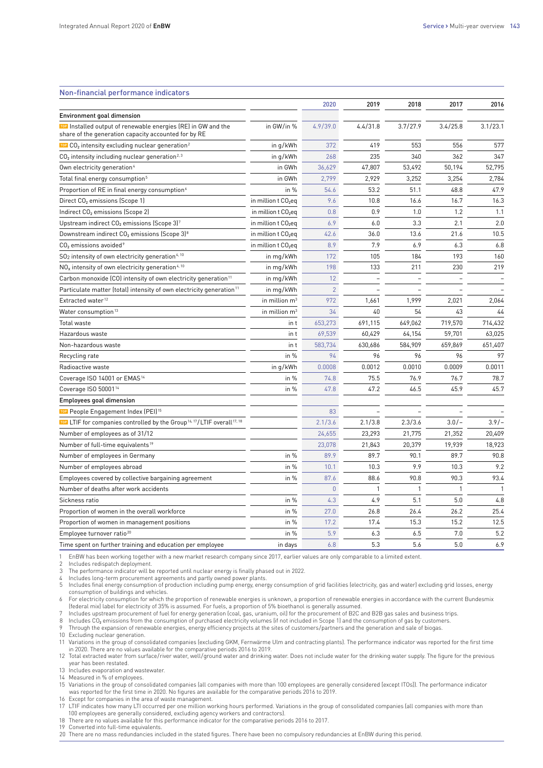## Non-financial performance indicators

| | | 2020 | 2019 | 2018 | 2017 | 2016 |
|---|---|---|---|---|---|---|
| **Environment goal dimension** | | | | | | |
| TOP Installed output of renewable energies (RE) in GW and the share of the generation capacity accounted for by RE | in GW/in % | 4.9/39.0 | 4.4/31.8 | 3.7/27.9 | 3.4/25.8 | 3.1/23.1 |
| TOP $CO_2$ intensity excluding nuclear generation[2] | in g/kWh | 372 | 419 | 553 | 556 | 577 |
| $CO_2$ intensity including nuclear generation[2, 3] | in g/kWh | 268 | 235 | 340 | 362 | 347 |
| Own electricity generation[4] | in GWh | 36,629 | 47,807 | 53,492 | 50,194 | 52,795 |
| Total final energy consumption[5] | in GWh | 2,799 | 2,929 | 3,252 | 3,254 | 2,784 |
| Proportion of RE in final energy consumption[6] | in % | 54.6 | 53.2 | 51.1 | 48.8 | 47.9 |
| Direct $CO_2$ emissions (Scope 1) | in million t $CO_2$eq | 9.6 | 10.8 | 16.6 | 16.7 | 16.3 |
| Indirect $CO_2$ emissions (Scope 2) | in million t $CO_2$eq | 0.8 | 0.9 | 1.0 | 1.2 | 1.1 |
| Upstream indirect $CO_2$ emissions (Scope 3)[7] | in million t $CO_2$eq | 6.9 | 6.0 | 3.3 | 2.1 | 2.0 |
| Downstream indirect $CO_2$ emissions (Scope 3)[8] | in million t $CO_2$eq | 42.6 | 36.0 | 13.6 | 21.6 | 10.5 |
| $CO_2$ emissions avoided[9] | in million t $CO_2$eq | 8.9 | 7.9 | 6.9 | 6.3 | 6.8 |
| $SO_2$ intensity of own electricity generation[4, 10] | in mg/kWh | 172 | 105 | 184 | 193 | 160 |
| $NO_x$ intensity of own electricity generation[4, 10] | in mg/kWh | 198 | 133 | 211 | 230 | 219 |
| Carbon monoxide (CO) intensity of own electricity generation[11] | in mg/kWh | 12 | – | – | – | – |
| Particulate matter (total) intensity of own electricity generation[11] | in mg/kWh | 2 | – | – | – | – |
| Extracted water[12] | in million $m^3$ | 972 | 1,661 | 1,999 | 2,021 | 2,064 |
| Water consumption[13] | in million $m^3$ | 34 | 40 | 54 | 43 | 44 |
| Total waste | in t | 653,273 | 691,115 | 649,062 | 719,570 | 714,432 |
| Hazardous waste | in t | 69,539 | 60,429 | 64,154 | 59,701 | 63,025 |
| Non-hazardous waste | in t | 583,734 | 630,686 | 584,909 | 659,869 | 651,407 |
| Recycling rate | in % | 94 | 96 | 96 | 96 | 97 |
| Radioactive waste | in g/kWh | 0.0008 | 0.0012 | 0.0010 | 0.0009 | 0.0011 |
| Coverage ISO 14001 or EMAS[14] | in % | 74.8 | 75.5 | 76.9 | 76.7 | 78.7 |
| Coverage ISO 50001[14] | in % | 47.8 | 47.2 | 46.5 | 45.9 | 45.7 |
| **Employees goal dimension** | | | | | | |
| TOP People Engagement Index (PEI)[15] | | 83 | – | – | – | – |
| TOP LTIF for companies controlled by the Group[16, 17]/LTIF overall[17, 18] | | 2.1/3.6 | 2.1/3.8 | 2.3/3.6 | 3.0/– | 3.9/– |
| Number of employees as of 31/12 | | 24,655 | 23,293 | 21,775 | 21,352 | 20,409 |
| Number of full-time equivalents[19] | | 23,078 | 21,843 | 20,379 | 19,939 | 18,923 |
| Number of employees in Germany | in % | 89.9 | 89.7 | 90.1 | 89.7 | 90.8 |
| Number of employees abroad | in % | 10.1 | 10.3 | 9.9 | 10.3 | 9.2 |
| Employees covered by collective bargaining agreement | in % | 87.6 | 88.6 | 90.8 | 90.3 | 93.4 |
| Number of deaths after work accidents | | 0 | 1 | 1 | 1 | 1 |
| Sickness ratio | in % | 4.3 | 4.9 | 5.1 | 5.0 | 4.8 |
| Proportion of women in the overall workforce | in % | 27.0 | 26.8 | 26.4 | 26.2 | 25.4 |
| Proportion of women in management positions | in % | 17.2 | 17.4 | 15.3 | 15.2 | 12.5 |
| Employee turnover ratio[20] | in % | 5.9 | 6.3 | 6.5 | 7.0 | 5.2 |
| Time spent on further training and education per employee | in days | 6.8 | 5.3 | 5.6 | 5.0 | 6.9 |

1 EnBW has been working together with a new market research company since 2017, earlier values are only comparable to a limited extent.
2 Includes redispatch deployment.
3 The performance indicator will be reported until nuclear energy is finally phased out in 2022.
4 Includes long-term procurement agreements and partly owned power plants.
5 Includes final energy consumption of production including pump energy, energy consumption of grid facilities (electricity, gas and water) excluding grid losses, energy consumption of buildings and vehicles.
6 For electricity consumption for which the proportion of renewable energies is unknown, a proportion of renewable energies in accordance with the current Bundesmix (federal mix) label for electricity of 35% is assumed. For fuels, a proportion of 5% bioethanol is generally assumed.
7 Includes upstream procurement of fuel for energy generation (coal, gas, uranium, oil) for the procurement of B2C and B2B gas sales and business trips.
8 Includes $CO_2$ emissions from the consumption of purchased electricity volumes (if not included in Scope 1) and the consumption of gas by customers.
9 Through the expansion of renewable energies, energy efficiency projects at the sites of customers/partners and the generation and sale of biogas.
10 Excluding nuclear generation.
11 Variations in the group of consolidated companies (excluding GKM, Fernwärme Ulm and contracting plants). The performance indicator was reported for the first time in 2020. There are no values available for the comparative periods 2016 to 2019.
12 Total extracted water from surface/river water, well/ground water and drinking water. Does not include water for the drinking water supply. The figure for the previous year has been restated.
13 Includes evaporation and wastewater.
14 Measured in % of employees.
15 Variations in the group of consolidated companies (all companies with more than 100 employees are generally considered (except ITOs)). The performance indicator was reported for the first time in 2020. No figures are available for the comparative periods 2016 to 2019.
16 Except for companies in the area of waste management.
17 LTIF indicates how many LTI occurred per one million working hours performed. Variations in the group of consolidated companies (all companies with more than 100 employees are generally considered, excluding agency workers and contractors).
18 There are no values available for this performance indicator for the comparative periods 2016 to 2017.
19 Converted into full-time equivalents.
20 There are no mass redundancies included in the stated figures. There have been no compulsory redundancies at EnBW during this period.